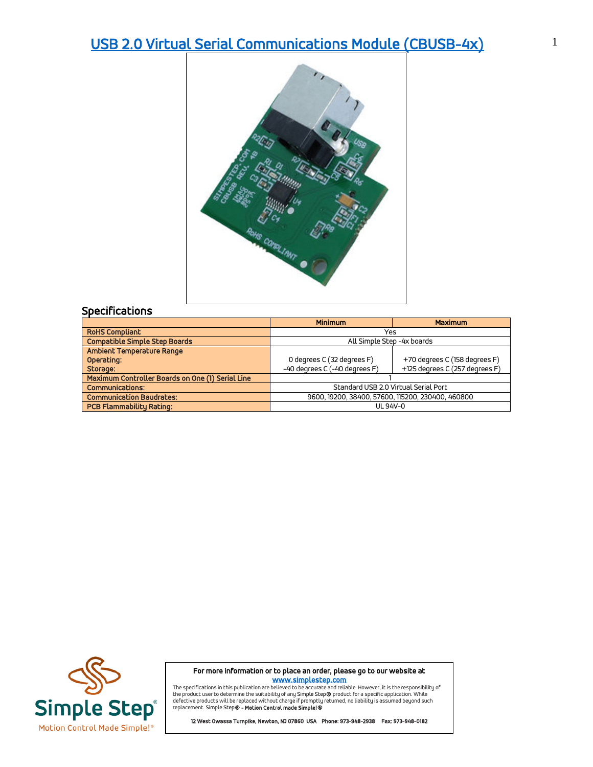# USB 2.0 Virtual Serial Communications Module (CBUSB-4x)

## Specifications

| | Minimum | Maximum |
|---|---|---|
| **RoHS Compliant** | Yes | |
| **Compatible Simple Step Boards** | All Simple Step -4x boards | |
| **Ambient Temperature Range** | | |
| **Operating:** | 0 degrees C (32 degrees F) | +70 degrees C (158 degrees F) |
| **Storage:** | -40 degrees C (-40 degrees F) | +125 degrees C (257 degrees F) |
| **Maximum Controller Boards on One (1) Serial Line** | 1 | |
| **Communications:** | Standard USB 2.0 Virtual Serial Port | |
| **Communication Baudrates:** | 9600, 19200, 38400, 57600, 115200, 230400, 460800 | |
| **PCB Flammability Rating:** | UL 94V-0 | |

Simple Step®
Motion Control Made Simple!®

**For more information or to place an order, please go to our website at**
**www.simplestep.com**

The specifications in this publication are believed to be accurate and reliable. However, it is the responsibility of the product user to determine the suitability of any Simple Step® product for a specific application. While defective products will be replaced without charge if promptly returned, no liability is assumed beyond such replacement. Simple Step® - **Motion Control made Simple!®**

**12 West Owassa Turnpike, Newton, NJ 07860 USA Phone: 973-948-2938 Fax: 973-948-0182**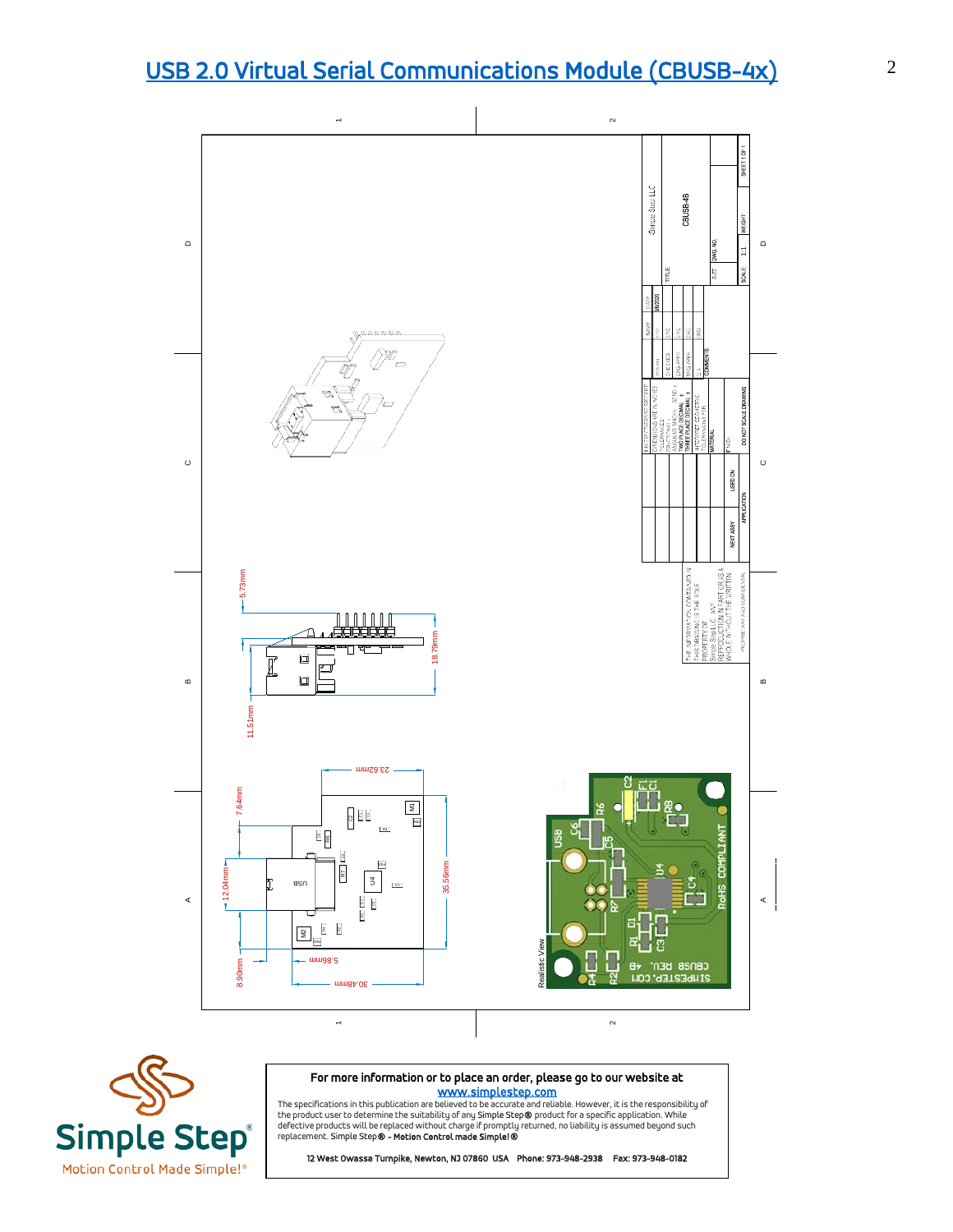# USB 2.0 Virtual Serial Communications Module (CBUSB-4x)

Simple Step LLC

TITLE

CBUSB-4B

5.73mm

18.79mm

11.51mm

23.62mm

7.64mm

12.04mm

35.56mm

8.90mm

5.86mm

30.48mm

Realistic View

**For more information or to place an order, please go to our website at**
**[www.simplestep.com](http://www.simplestep.com)**

The specifications in this publication are believed to be accurate and reliable. However, it is the responsibility of the product user to determine the suitability of any Simple Step® product for a specific application. While defective products will be replaced without charge if promptly returned, no liability is assumed beyond such replacement. Simple Step® - **Motion Control made Simple!®**

**12 West Owassa Turnpike, Newton, NJ 07860 USA  Phone: 973-948-2938  Fax: 973-948-0182**

Simple Step
Motion Control Made Simple!®